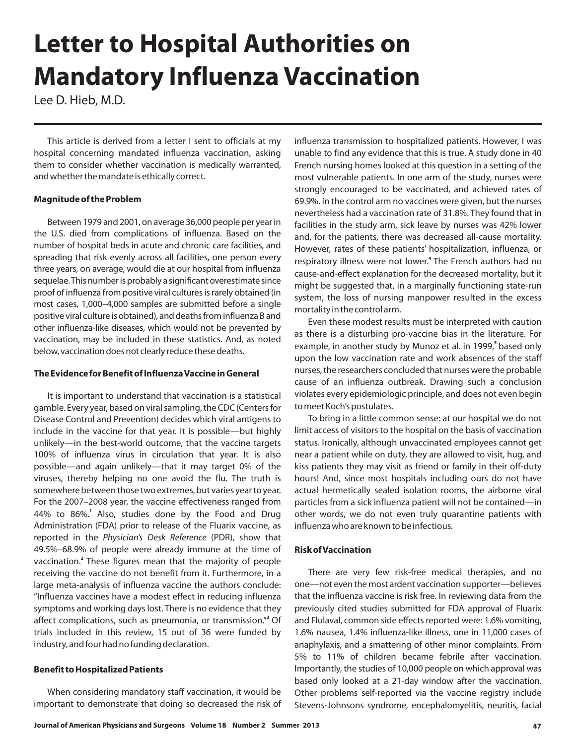# Letter to Hospital Authorities on Mandatory Influenza Vaccination

Lee D. Hieb, M.D.

This article is derived from a letter I sent to officials at my hospital concerning mandated influenza vaccination, asking them to consider whether vaccination is medically warranted, and whether the mandate is ethically correct.

### Magnitude of the Problem

Between 1979 and 2001, on average 36,000 people per year in the U.S. died from complications of influenza. Based on the number of hospital beds in acute and chronic care facilities, and spreading that risk evenly across all facilities, one person every three years, on average, would die at our hospital from influenza sequelae. This number is probably a significant overestimate since proof of influenza from positive viral cultures is rarely obtained (in most cases, 1,000–4,000 samples are submitted before a single positive viral culture is obtained), and deaths from influenza B and other influenza-like diseases, which would not be prevented by vaccination, may be included in these statistics. And, as noted below, vaccination does not clearly reduce these deaths.

### The Evidence for Benefit of Influenza Vaccine in General

It is important to understand that vaccination is a statistical gamble. Every year, based on viral sampling, the CDC (Centers for Disease Control and Prevention) decides which viral antigens to include in the vaccine for that year. It is possible—but highly unlikely—in the best-world outcome, that the vaccine targets 100% of influenza virus in circulation that year. It is also possible—and again unlikely—that it may target 0% of the viruses, thereby helping no one avoid the flu. The truth is somewhere between those two extremes, but varies year to year. For the 2007–2008 year, the vaccine effectiveness ranged from 44% to 86%.[1] Also, studies done by the Food and Drug Administration (FDA) prior to release of the Fluarix vaccine, as reported in the *Physician's Desk Reference* (PDR), show that 49.5%–68.9% of people were already immune at the time of vaccination.[2] These figures mean that the majority of people receiving the vaccine do not benefit from it. Furthermore, in a large meta-analysis of influenza vaccine the authors conclude: "Influenza vaccines have a modest effect in reducing influenza symptoms and working days lost. There is no evidence that they affect complications, such as pneumonia, or transmission."[3] Of trials included in this review, 15 out of 36 were funded by industry, and four had no funding declaration.

### Benefit to Hospitalized Patients

When considering mandatory staff vaccination, it would be important to demonstrate that doing so decreased the risk of influenza transmission to hospitalized patients. However, I was unable to find any evidence that this is true. A study done in 40 French nursing homes looked at this question in a setting of the most vulnerable patients. In one arm of the study, nurses were strongly encouraged to be vaccinated, and achieved rates of 69.9%. In the control arm no vaccines were given, but the nurses nevertheless had a vaccination rate of 31.8%. They found that in facilities in the study arm, sick leave by nurses was 42% lower and, for the patients, there was decreased all-cause mortality. However, rates of these patients' hospitalization, influenza, or respiratory illness were not lower.[4] The French authors had no cause-and-effect explanation for the decreased mortality, but it might be suggested that, in a marginally functioning state-run system, the loss of nursing manpower resulted in the excess mortality in the control arm.

Even these modest results must be interpreted with caution as there is a disturbing pro-vaccine bias in the literature. For example, in another study by Munoz et al. in 1999,[5] based only upon the low vaccination rate and work absences of the staff nurses, the researchers concluded that nurses were the probable cause of an influenza outbreak. Drawing such a conclusion violates every epidemiologic principle, and does not even begin to meet Koch's postulates.

To bring in a little common sense: at our hospital we do not limit access of visitors to the hospital on the basis of vaccination status. Ironically, although unvaccinated employees cannot get near a patient while on duty, they are allowed to visit, hug, and kiss patients they may visit as friend or family in their off-duty hours! And, since most hospitals including ours do not have actual hermetically sealed isolation rooms, the airborne viral particles from a sick influenza patient will not be contained—in other words, we do not even truly quarantine patients with influenza who are known to be infectious.

### Risk of Vaccination

There are very few risk-free medical therapies, and no one—not even the most ardent vaccination supporter—believes that the influenza vaccine is risk free. In reviewing data from the previously cited studies submitted for FDA approval of Fluarix and Flulaval, common side effects reported were: 1.6% vomiting, 1.6% nausea, 1.4% influenza-like illness, one in 11,000 cases of anaphylaxis, and a smattering of other minor complaints. From 5% to 11% of children became febrile after vaccination. Importantly, the studies of 10,000 people on which approval was based only looked at a 21-day window after the vaccination. Other problems self-reported via the vaccine registry include Stevens-Johnsons syndrome, encephalomyelitis, neuritis, facial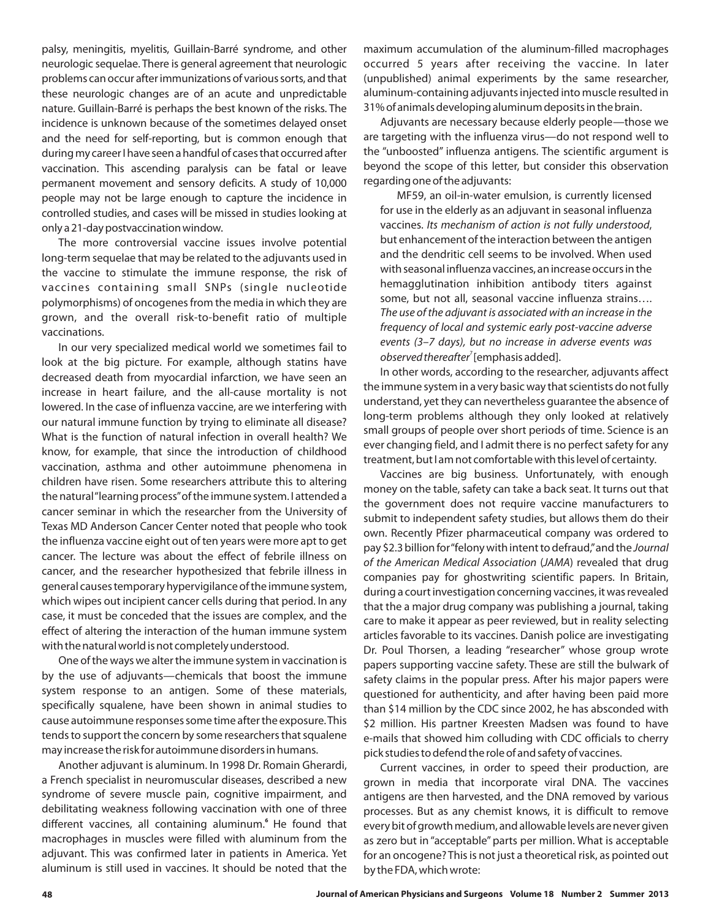palsy, meningitis, myelitis, Guillain-Barré syndrome, and other neurologic sequelae. There is general agreement that neurologic problems can occur after immunizations of various sorts, and that these neurologic changes are of an acute and unpredictable nature. Guillain-Barré is perhaps the best known of the risks. The incidence is unknown because of the sometimes delayed onset and the need for self-reporting, but is common enough that during my career I have seen a handful of cases that occurred after vaccination. This ascending paralysis can be fatal or leave permanent movement and sensory deficits. A study of 10,000 people may not be large enough to capture the incidence in controlled studies, and cases will be missed in studies looking at only a 21-day postvaccination window.

The more controversial vaccine issues involve potential long-term sequelae that may be related to the adjuvants used in the vaccine to stimulate the immune response, the risk of vaccines containing small SNPs (single nucleotide polymorphisms) of oncogenes from the media in which they are grown, and the overall risk-to-benefit ratio of multiple vaccinations.

In our very specialized medical world we sometimes fail to look at the big picture. For example, although statins have decreased death from myocardial infarction, we have seen an increase in heart failure, and the all-cause mortality is not lowered. In the case of influenza vaccine, are we interfering with our natural immune function by trying to eliminate all disease? What is the function of natural infection in overall health? We know, for example, that since the introduction of childhood vaccination, asthma and other autoimmune phenomena in children have risen. Some researchers attribute this to altering the natural "learning process" of the immune system. I attended a cancer seminar in which the researcher from the University of Texas MD Anderson Cancer Center noted that people who took the influenza vaccine eight out of ten years were more apt to get cancer. The lecture was about the effect of febrile illness on cancer, and the researcher hypothesized that febrile illness in general causes temporary hypervigilance of the immune system, which wipes out incipient cancer cells during that period. In any case, it must be conceded that the issues are complex, and the effect of altering the interaction of the human immune system with the natural world is not completely understood.

One of the ways we alter the immune system in vaccination is by the use of adjuvants—chemicals that boost the immune system response to an antigen. Some of these materials, specifically squalene, have been shown in animal studies to cause autoimmune responses some time after the exposure. This tends to support the concern by some researchers that squalene may increase the risk for autoimmune disorders in humans.

Another adjuvant is aluminum. In 1998 Dr. Romain Gherardi, a French specialist in neuromuscular diseases, described a new syndrome of severe muscle pain, cognitive impairment, and debilitating weakness following vaccination with one of three different vaccines, all containing aluminum.[6] He found that macrophages in muscles were filled with aluminum from the adjuvant. This was confirmed later in patients in America. Yet aluminum is still used in vaccines. It should be noted that the maximum accumulation of the aluminum-filled macrophages occurred 5 years after receiving the vaccine. In later (unpublished) animal experiments by the same researcher, aluminum-containing adjuvants injected into muscle resulted in 31% of animals developing aluminum deposits in the brain.

Adjuvants are necessary because elderly people—those we are targeting with the influenza virus—do not respond well to the "unboosted" influenza antigens. The scientific argument is beyond the scope of this letter, but consider this observation regarding one of the adjuvants:

> MF59, an oil-in-water emulsion, is currently licensed for use in the elderly as an adjuvant in seasonal influenza vaccines. *Its mechanism of action is not fully understood*, but enhancement of the interaction between the antigen and the dendritic cell seems to be involved. When used with seasonal influenza vaccines, an increase occurs in the hemagglutination inhibition antibody titers against some, but not all, seasonal vaccine influenza strains…. *The use of the adjuvant is associated with an increase in the frequency of local and systemic early post-vaccine adverse events (3–7 days), but no increase in adverse events was observed thereafter*[7] [emphasis added].

In other words, according to the researcher, adjuvants affect the immune system in a very basic way that scientists do not fully understand, yet they can nevertheless guarantee the absence of long-term problems although they only looked at relatively small groups of people over short periods of time. Science is an ever changing field, and I admit there is no perfect safety for any treatment, but I am not comfortable with this level of certainty.

Vaccines are big business. Unfortunately, with enough money on the table, safety can take a back seat. It turns out that the government does not require vaccine manufacturers to submit to independent safety studies, but allows them do their own. Recently Pfizer pharmaceutical company was ordered to pay $2.3 billion for "felony with intent to defraud," and the *Journal of the American Medical Association* (*JAMA*) revealed that drug companies pay for ghostwriting scientific papers. In Britain, during a court investigation concerning vaccines, it was revealed that the a major drug company was publishing a journal, taking care to make it appear as peer reviewed, but in reality selecting articles favorable to its vaccines. Danish police are investigating Dr. Poul Thorsen, a leading "researcher" whose group wrote papers supporting vaccine safety. These are still the bulwark of safety claims in the popular press. After his major papers were questioned for authenticity, and after having been paid more than $14 million by the CDC since 2002, he has absconded with $2 million. His partner Kreesten Madsen was found to have e-mails that showed him colluding with CDC officials to cherry pick studies to defend the role of and safety of vaccines.

Current vaccines, in order to speed their production, are grown in media that incorporate viral DNA. The vaccines antigens are then harvested, and the DNA removed by various processes. But as any chemist knows, it is difficult to remove every bit of growth medium, and allowable levels are never given as zero but in "acceptable" parts per million. What is acceptable for an oncogene? This is not just a theoretical risk, as pointed out by the FDA, which wrote: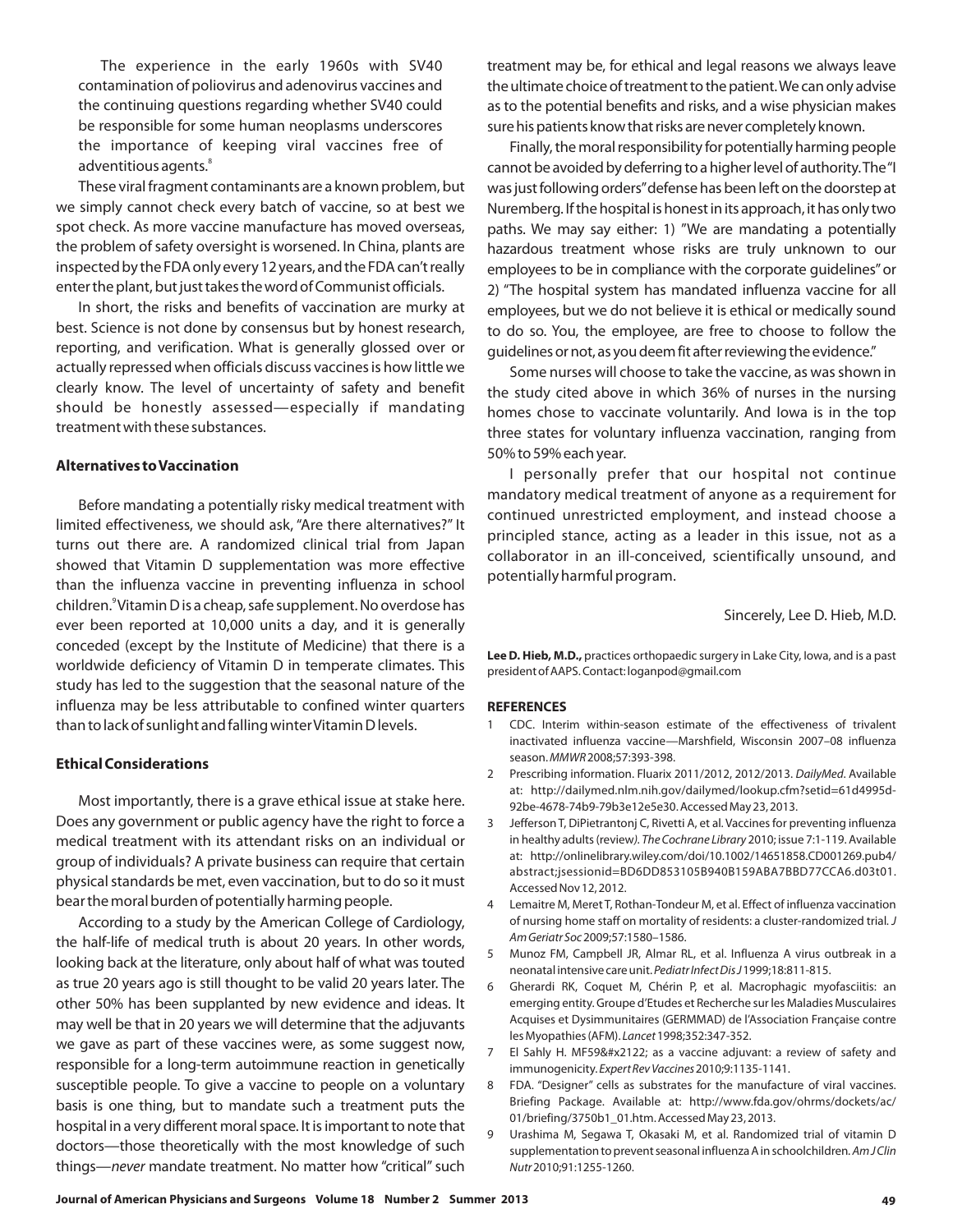The experience in the early 1960s with SV40 contamination of poliovirus and adenovirus vaccines and the continuing questions regarding whether SV40 could be responsible for some human neoplasms underscores the importance of keeping viral vaccines free of adventitious agents.[8]

These viral fragment contaminants are a known problem, but we simply cannot check every batch of vaccine, so at best we spot check. As more vaccine manufacture has moved overseas, the problem of safety oversight is worsened. In China, plants are inspected by the FDA only every 12 years, and the FDA can't really enter the plant, but just takes the word of Communist officials.

In short, the risks and benefits of vaccination are murky at best. Science is not done by consensus but by honest research, reporting, and verification. What is generally glossed over or actually repressed when officials discuss vaccines is how little we clearly know. The level of uncertainty of safety and benefit should be honestly assessed—especially if mandating treatment with these substances.

### Alternatives to Vaccination

Before mandating a potentially risky medical treatment with limited effectiveness, we should ask, "Are there alternatives?" It turns out there are. A randomized clinical trial from Japan showed that Vitamin D supplementation was more effective than the influenza vaccine in preventing influenza in school children.[9] Vitamin D is a cheap, safe supplement. No overdose has ever been reported at 10,000 units a day, and it is generally conceded (except by the Institute of Medicine) that there is a worldwide deficiency of Vitamin D in temperate climates. This study has led to the suggestion that the seasonal nature of the influenza may be less attributable to confined winter quarters than to lack of sunlight and falling winter Vitamin D levels.

### Ethical Considerations

Most importantly, there is a grave ethical issue at stake here. Does any government or public agency have the right to force a medical treatment with its attendant risks on an individual or group of individuals? A private business can require that certain physical standards be met, even vaccination, but to do so it must bear the moral burden of potentially harming people.

According to a study by the American College of Cardiology, the half-life of medical truth is about 20 years. In other words, looking back at the literature, only about half of what was touted as true 20 years ago is still thought to be valid 20 years later. The other 50% has been supplanted by new evidence and ideas. It may well be that in 20 years we will determine that the adjuvants we gave as part of these vaccines were, as some suggest now, responsible for a long-term autoimmune reaction in genetically susceptible people. To give a vaccine to people on a voluntary basis is one thing, but to mandate such a treatment puts the hospital in a very different moral space. It is important to note that doctors—those theoretically with the most knowledge of such things—*never* mandate treatment. No matter how "critical" such treatment may be, for ethical and legal reasons we always leave the ultimate choice of treatment to the patient. We can only advise as to the potential benefits and risks, and a wise physician makes sure his patients know that risks are never completely known.

Finally, the moral responsibility for potentially harming people cannot be avoided by deferring to a higher level of authority. The "I was just following orders" defense has been left on the doorstep at Nuremberg. If the hospital is honest in its approach, it has only two paths. We may say either: 1) "We are mandating a potentially hazardous treatment whose risks are truly unknown to our employees to be in compliance with the corporate guidelines" or 2) "The hospital system has mandated influenza vaccine for all employees, but we do not believe it is ethical or medically sound to do so. You, the employee, are free to choose to follow the guidelines or not, as you deem fit after reviewing the evidence."

Some nurses will choose to take the vaccine, as was shown in the study cited above in which 36% of nurses in the nursing homes chose to vaccinate voluntarily. And Iowa is in the top three states for voluntary influenza vaccination, ranging from 50% to 59% each year.

I personally prefer that our hospital not continue mandatory medical treatment of anyone as a requirement for continued unrestricted employment, and instead choose a principled stance, acting as a leader in this issue, not as a collaborator in an ill-conceived, scientifically unsound, and potentially harmful program.

Sincerely, Lee D. Hieb, M.D.

**Lee D. Hieb, M.D.,** practices orthopaedic surgery in Lake City, Iowa, and is a past president of AAPS. Contact: loganpod@gmail.com

### REFERENCES

1. CDC. Interim within-season estimate of the effectiveness of trivalent inactivated influenza vaccine—Marshfield, Wisconsin 2007–08 influenza season. *MMWR* 2008;57:393-398.
2. Prescribing information. Fluarix 2011/2012, 2012/2013. *DailyMed*. Available at: http://dailymed.nlm.nih.gov/dailymed/lookup.cfm?setid=61d4995d-92be-4678-74b9-79b3e12e5e30. Accessed May 23, 2013.
3. Jefferson T, DiPietrantonj C, Rivetti A, et al. Vaccines for preventing influenza in healthy adults (review). *The Cochrane Library* 2010; issue 7:1-119. Available at: http://onlinelibrary.wiley.com/doi/10.1002/14651858.CD001269.pub4/abstract;jsessionid=BD6DD853105B940B159ABA77BBD77CCA6.d03t01. Accessed Nov 12, 2012.
4. Lemaitre M, Meret T, Rothan-Tondeur M, et al. Effect of influenza vaccination of nursing home staff on mortality of residents: a cluster-randomized trial. *J Am Geriatr Soc* 2009;57:1580–1586.
5. Munoz FM, Campbell JR, Almar RL, et al. Influenza A virus outbreak in a neonatal intensive care unit. *Pediatr Infect Dis J* 1999;18:811-815.
6. Gherardi RK, Coquet M, Chérin P, et al. Macrophagic myofasciitis: an emerging entity. Groupe d'Etudes et Recherche sur les Maladies Musculaires Acquises et Dysimmunitaires (GERMMAD) de l'Association Française contre les Myopathies (AFM). *Lancet* 1998;352:347-352.
7. El Sahly H. MF59&#x2122; as a vaccine adjuvant: a review of safety and immunogenicity. *Expert Rev Vaccines* 2010;9:1135-1141.
8. FDA. "Designer" cells as substrates for the manufacture of viral vaccines. Briefing Package. Available at: http://www.fda.gov/ohrms/dockets/ac/01/briefing/3750b1_01.htm. Accessed May 23, 2013.
9. Urashima M, Segawa T, Okasaki M, et al. Randomized trial of vitamin D supplementation to prevent seasonal influenza A in schoolchildren. *Am J Clin Nutr* 2010;91:1255-1260.